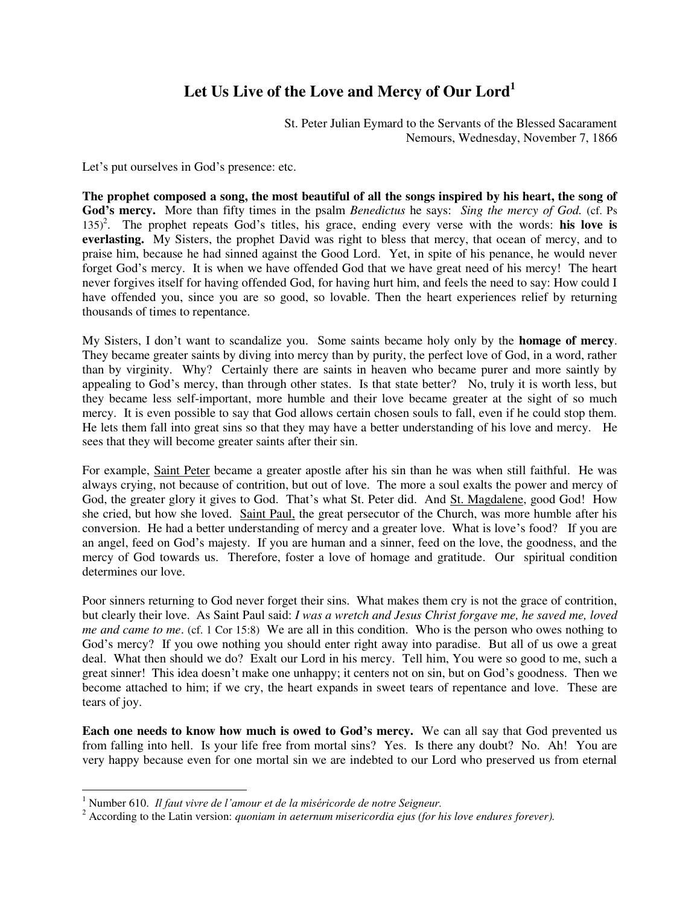# Let Us Live of the Love and Mercy of Our Lord[1]

St. Peter Julian Eymard to the Servants of the Blessed Sacarament
Nemours, Wednesday, November 7, 1866

Let's put ourselves in God's presence: etc.

**The prophet composed a song, the most beautiful of all the songs inspired by his heart, the song of God's mercy.** More than fifty times in the psalm *Benedictus* he says: *Sing the mercy of God.* (cf. Ps 135)[2]. The prophet repeats God's titles, his grace, ending every verse with the words: **his love is everlasting.** My Sisters, the prophet David was right to bless that mercy, that ocean of mercy, and to praise him, because he had sinned against the Good Lord. Yet, in spite of his penance, he would never forget God's mercy. It is when we have offended God that we have great need of his mercy! The heart never forgives itself for having offended God, for having hurt him, and feels the need to say: How could I have offended you, since you are so good, so lovable. Then the heart experiences relief by returning thousands of times to repentance.

My Sisters, I don't want to scandalize you. Some saints became holy only by the **homage of mercy**. They became greater saints by diving into mercy than by purity, the perfect love of God, in a word, rather than by virginity. Why? Certainly there are saints in heaven who became purer and more saintly by appealing to God's mercy, than through other states. Is that state better? No, truly it is worth less, but they became less self-important, more humble and their love became greater at the sight of so much mercy. It is even possible to say that God allows certain chosen souls to fall, even if he could stop them. He lets them fall into great sins so that they may have a better understanding of his love and mercy. He sees that they will become greater saints after their sin.

For example, <u>Saint Peter</u> became a greater apostle after his sin than he was when still faithful. He was always crying, not because of contrition, but out of love. The more a soul exalts the power and mercy of God, the greater glory it gives to God. That's what St. Peter did. And <u>St. Magdalene</u>, good God! How she cried, but how she loved. <u>Saint Paul,</u> the great persecutor of the Church, was more humble after his conversion. He had a better understanding of mercy and a greater love. What is love's food? If you are an angel, feed on God's majesty. If you are human and a sinner, feed on the love, the goodness, and the mercy of God towards us. Therefore, foster a love of homage and gratitude. Our spiritual condition determines our love.

Poor sinners returning to God never forget their sins. What makes them cry is not the grace of contrition, but clearly their love. As Saint Paul said: *I was a wretch and Jesus Christ forgave me, he saved me, loved me and came to me*. (cf. 1 Cor 15:8) We are all in this condition. Who is the person who owes nothing to God's mercy? If you owe nothing you should enter right away into paradise. But all of us owe a great deal. What then should we do? Exalt our Lord in his mercy. Tell him, You were so good to me, such a great sinner! This idea doesn't make one unhappy; it centers not on sin, but on God's goodness. Then we become attached to him; if we cry, the heart expands in sweet tears of repentance and love. These are tears of joy.

**Each one needs to know how much is owed to God's mercy.** We can all say that God prevented us from falling into hell. Is your life free from mortal sins? Yes. Is there any doubt? No. Ah! You are very happy because even for one mortal sin we are indebted to our Lord who preserved us from eternal

---

[1] Number 610. *Il faut vivre de l'amour et de la miséricorde de notre Seigneur.*

[2] According to the Latin version: *quoniam in aeternum misericordia ejus (for his love endures forever).*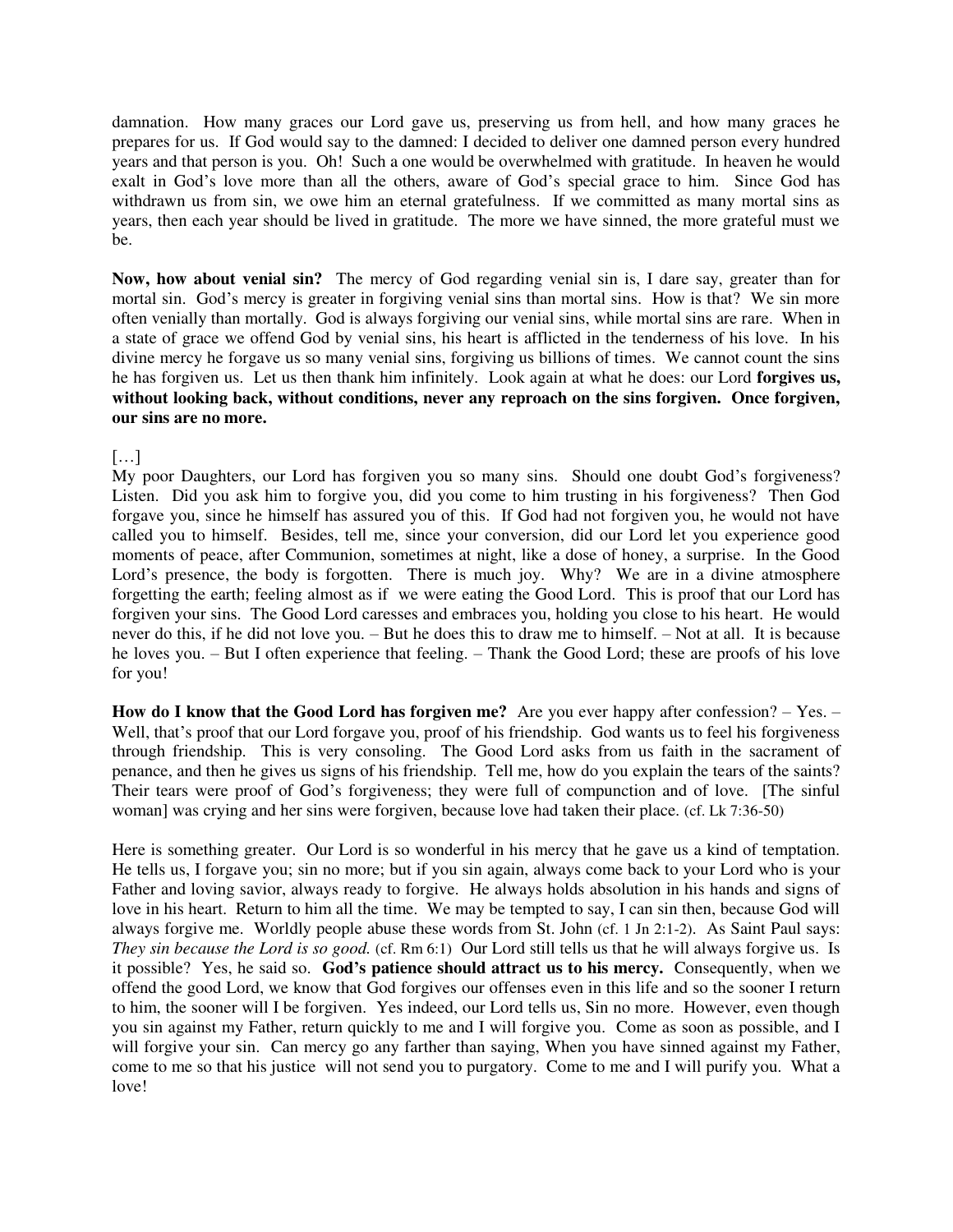damnation. How many graces our Lord gave us, preserving us from hell, and how many graces he prepares for us. If God would say to the damned: I decided to deliver one damned person every hundred years and that person is you. Oh! Such a one would be overwhelmed with gratitude. In heaven he would exalt in God's love more than all the others, aware of God's special grace to him. Since God has withdrawn us from sin, we owe him an eternal gratefulness. If we committed as many mortal sins as years, then each year should be lived in gratitude. The more we have sinned, the more grateful must we be.

**Now, how about venial sin?** The mercy of God regarding venial sin is, I dare say, greater than for mortal sin. God's mercy is greater in forgiving venial sins than mortal sins. How is that? We sin more often venially than mortally. God is always forgiving our venial sins, while mortal sins are rare. When in a state of grace we offend God by venial sins, his heart is afflicted in the tenderness of his love. In his divine mercy he forgave us so many venial sins, forgiving us billions of times. We cannot count the sins he has forgiven us. Let us then thank him infinitely. Look again at what he does: our Lord **forgives us, without looking back, without conditions, never any reproach on the sins forgiven. Once forgiven, our sins are no more.**

[…]
My poor Daughters, our Lord has forgiven you so many sins. Should one doubt God's forgiveness? Listen. Did you ask him to forgive you, did you come to him trusting in his forgiveness? Then God forgave you, since he himself has assured you of this. If God had not forgiven you, he would not have called you to himself. Besides, tell me, since your conversion, did our Lord let you experience good moments of peace, after Communion, sometimes at night, like a dose of honey, a surprise. In the Good Lord's presence, the body is forgotten. There is much joy. Why? We are in a divine atmosphere forgetting the earth; feeling almost as if we were eating the Good Lord. This is proof that our Lord has forgiven your sins. The Good Lord caresses and embraces you, holding you close to his heart. He would never do this, if he did not love you. – But he does this to draw me to himself. – Not at all. It is because he loves you. – But I often experience that feeling. – Thank the Good Lord; these are proofs of his love for you!

**How do I know that the Good Lord has forgiven me?** Are you ever happy after confession? – Yes. – Well, that's proof that our Lord forgave you, proof of his friendship. God wants us to feel his forgiveness through friendship. This is very consoling. The Good Lord asks from us faith in the sacrament of penance, and then he gives us signs of his friendship. Tell me, how do you explain the tears of the saints? Their tears were proof of God's forgiveness; they were full of compunction and of love. [The sinful woman] was crying and her sins were forgiven, because love had taken their place. (cf. Lk 7:36-50)

Here is something greater. Our Lord is so wonderful in his mercy that he gave us a kind of temptation. He tells us, I forgave you; sin no more; but if you sin again, always come back to your Lord who is your Father and loving savior, always ready to forgive. He always holds absolution in his hands and signs of love in his heart. Return to him all the time. We may be tempted to say, I can sin then, because God will always forgive me. Worldly people abuse these words from St. John (cf. 1 Jn 2:1-2). As Saint Paul says: *They sin because the Lord is so good.* (cf. Rm 6:1) Our Lord still tells us that he will always forgive us. Is it possible? Yes, he said so. **God's patience should attract us to his mercy.** Consequently, when we offend the good Lord, we know that God forgives our offenses even in this life and so the sooner I return to him, the sooner will I be forgiven. Yes indeed, our Lord tells us, Sin no more. However, even though you sin against my Father, return quickly to me and I will forgive you. Come as soon as possible, and I will forgive your sin. Can mercy go any farther than saying, When you have sinned against my Father, come to me so that his justice will not send you to purgatory. Come to me and I will purify you. What a love!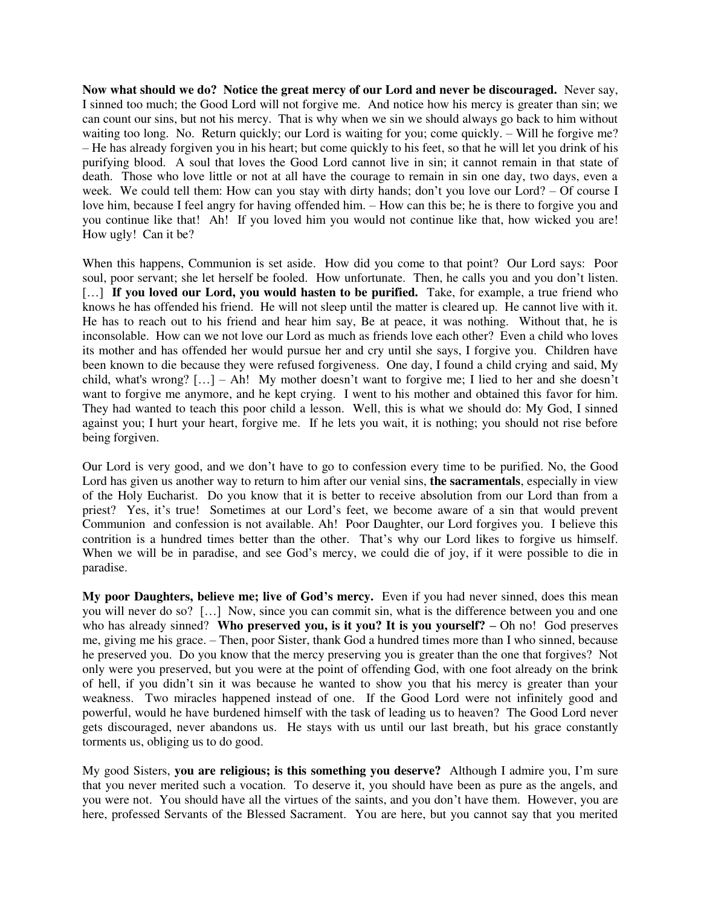**Now what should we do? Notice the great mercy of our Lord and never be discouraged.** Never say, I sinned too much; the Good Lord will not forgive me. And notice how his mercy is greater than sin; we can count our sins, but not his mercy. That is why when we sin we should always go back to him without waiting too long. No. Return quickly; our Lord is waiting for you; come quickly. – Will he forgive me? – He has already forgiven you in his heart; but come quickly to his feet, so that he will let you drink of his purifying blood. A soul that loves the Good Lord cannot live in sin; it cannot remain in that state of death. Those who love little or not at all have the courage to remain in sin one day, two days, even a week. We could tell them: How can you stay with dirty hands; don't you love our Lord? – Of course I love him, because I feel angry for having offended him. – How can this be; he is there to forgive you and you continue like that! Ah! If you loved him you would not continue like that, how wicked you are! How ugly! Can it be?

When this happens, Communion is set aside. How did you come to that point? Our Lord says: Poor soul, poor servant; she let herself be fooled. How unfortunate. Then, he calls you and you don't listen. […] **If you loved our Lord, you would hasten to be purified.** Take, for example, a true friend who knows he has offended his friend. He will not sleep until the matter is cleared up. He cannot live with it. He has to reach out to his friend and hear him say, Be at peace, it was nothing. Without that, he is inconsolable. How can we not love our Lord as much as friends love each other? Even a child who loves its mother and has offended her would pursue her and cry until she says, I forgive you. Children have been known to die because they were refused forgiveness. One day, I found a child crying and said, My child, what's wrong? […] – Ah! My mother doesn't want to forgive me; I lied to her and she doesn't want to forgive me anymore, and he kept crying. I went to his mother and obtained this favor for him. They had wanted to teach this poor child a lesson. Well, this is what we should do: My God, I sinned against you; I hurt your heart, forgive me. If he lets you wait, it is nothing; you should not rise before being forgiven.

Our Lord is very good, and we don't have to go to confession every time to be purified. No, the Good Lord has given us another way to return to him after our venial sins, **the sacramentals**, especially in view of the Holy Eucharist. Do you know that it is better to receive absolution from our Lord than from a priest? Yes, it's true! Sometimes at our Lord's feet, we become aware of a sin that would prevent Communion and confession is not available. Ah! Poor Daughter, our Lord forgives you. I believe this contrition is a hundred times better than the other. That's why our Lord likes to forgive us himself. When we will be in paradise, and see God's mercy, we could die of joy, if it were possible to die in paradise.

**My poor Daughters, believe me; live of God's mercy.** Even if you had never sinned, does this mean you will never do so? […] Now, since you can commit sin, what is the difference between you and one who has already sinned? **Who preserved you, is it you? It is you yourself? –** Oh no! God preserves me, giving me his grace. – Then, poor Sister, thank God a hundred times more than I who sinned, because he preserved you. Do you know that the mercy preserving you is greater than the one that forgives? Not only were you preserved, but you were at the point of offending God, with one foot already on the brink of hell, if you didn't sin it was because he wanted to show you that his mercy is greater than your weakness. Two miracles happened instead of one. If the Good Lord were not infinitely good and powerful, would he have burdened himself with the task of leading us to heaven? The Good Lord never gets discouraged, never abandons us. He stays with us until our last breath, but his grace constantly torments us, obliging us to do good.

My good Sisters, **you are religious; is this something you deserve?** Although I admire you, I'm sure that you never merited such a vocation. To deserve it, you should have been as pure as the angels, and you were not. You should have all the virtues of the saints, and you don't have them. However, you are here, professed Servants of the Blessed Sacrament. You are here, but you cannot say that you merited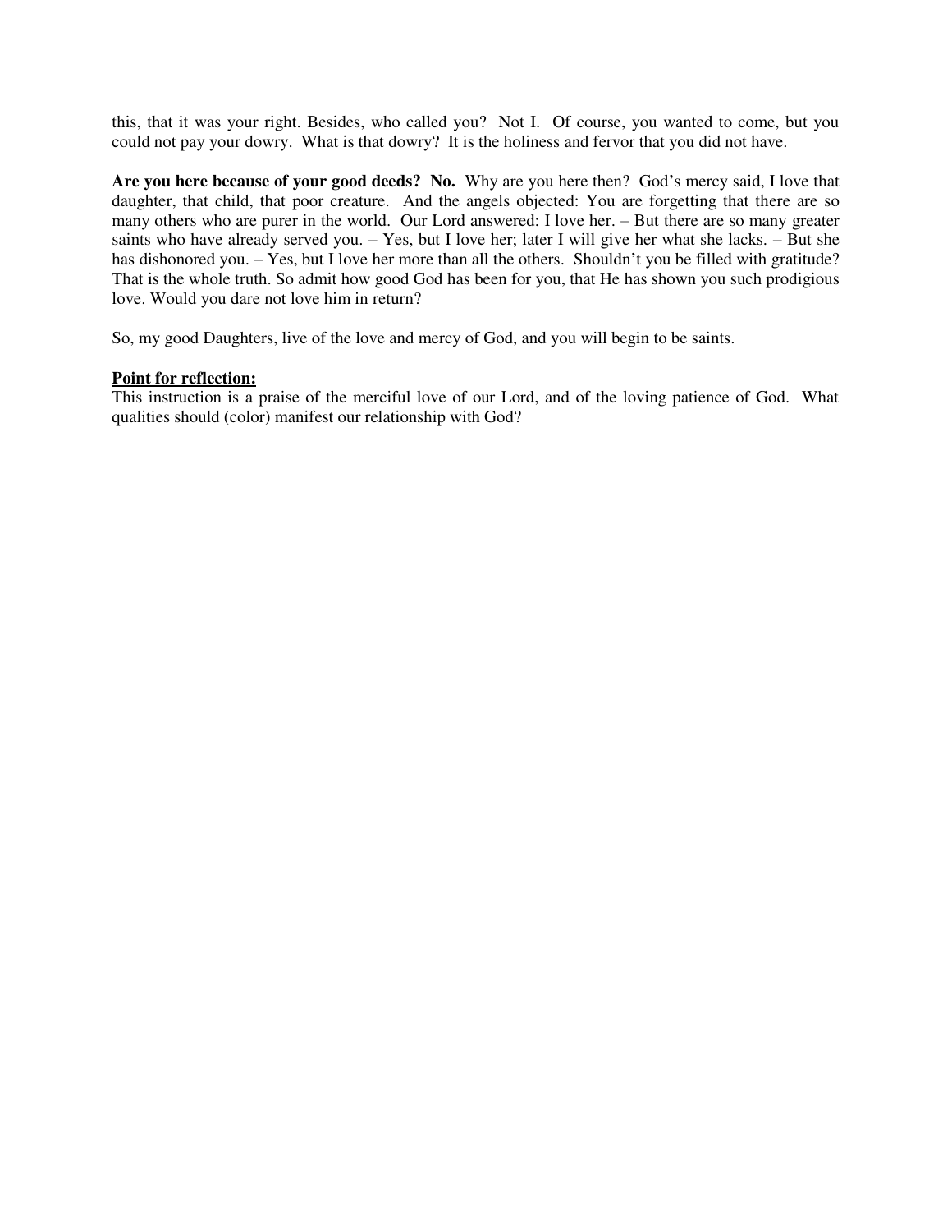this, that it was your right. Besides, who called you? Not I. Of course, you wanted to come, but you could not pay your dowry. What is that dowry? It is the holiness and fervor that you did not have.

**Are you here because of your good deeds? No.** Why are you here then? God's mercy said, I love that daughter, that child, that poor creature. And the angels objected: You are forgetting that there are so many others who are purer in the world. Our Lord answered: I love her. – But there are so many greater saints who have already served you. – Yes, but I love her; later I will give her what she lacks. – But she has dishonored you. – Yes, but I love her more than all the others. Shouldn't you be filled with gratitude? That is the whole truth. So admit how good God has been for you, that He has shown you such prodigious love. Would you dare not love him in return?

So, my good Daughters, live of the love and mercy of God, and you will begin to be saints.

**Point for reflection:**

This instruction is a praise of the merciful love of our Lord, and of the loving patience of God. What qualities should (color) manifest our relationship with God?